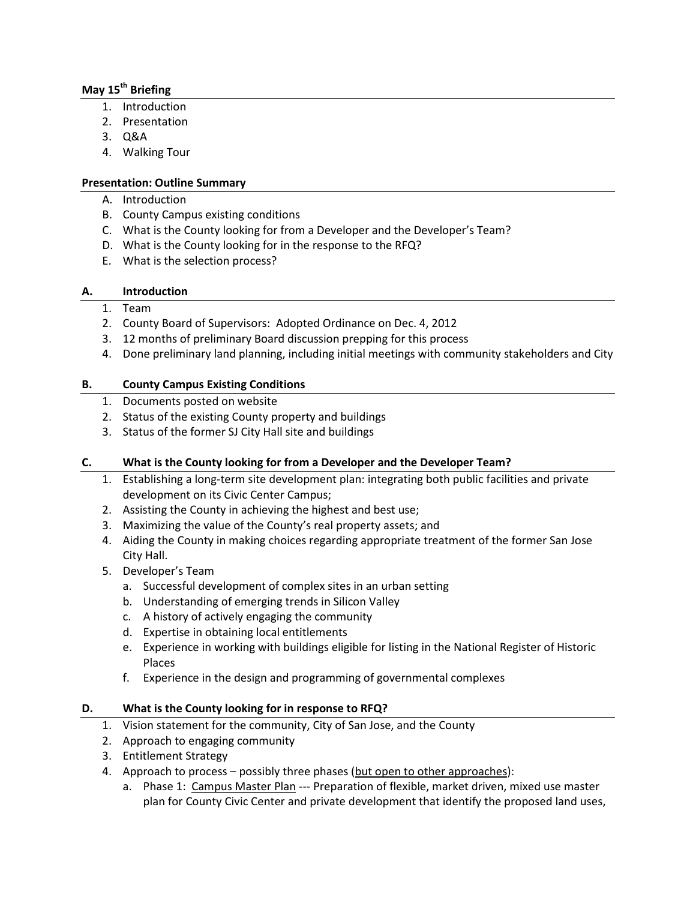**May 15th Briefing**

1. Introduction
2. Presentation
3. Q&A
4. Walking Tour

**Presentation: Outline Summary**

A. Introduction
B. County Campus existing conditions
C. What is the County looking for from a Developer and the Developer's Team?
D. What is the County looking for in the response to the RFQ?
E. What is the selection process?

**A. Introduction**

1. Team
2. County Board of Supervisors: Adopted Ordinance on Dec. 4, 2012
3. 12 months of preliminary Board discussion prepping for this process
4. Done preliminary land planning, including initial meetings with community stakeholders and City

**B. County Campus Existing Conditions**

1. Documents posted on website
2. Status of the existing County property and buildings
3. Status of the former SJ City Hall site and buildings

**C. What is the County looking for from a Developer and the Developer Team?**

1. Establishing a long-term site development plan: integrating both public facilities and private development on its Civic Center Campus;
2. Assisting the County in achieving the highest and best use;
3. Maximizing the value of the County's real property assets; and
4. Aiding the County in making choices regarding appropriate treatment of the former San Jose City Hall.
5. Developer's Team
   a. Successful development of complex sites in an urban setting
   b. Understanding of emerging trends in Silicon Valley
   c. A history of actively engaging the community
   d. Expertise in obtaining local entitlements
   e. Experience in working with buildings eligible for listing in the National Register of Historic Places
   f. Experience in the design and programming of governmental complexes

**D. What is the County looking for in response to RFQ?**

1. Vision statement for the community, City of San Jose, and the County
2. Approach to engaging community
3. Entitlement Strategy
4. Approach to process – possibly three phases (<u>but open to other approaches</u>):
   a. Phase 1: <u>Campus Master Plan</u> --- Preparation of flexible, market driven, mixed use master plan for County Civic Center and private development that identify the proposed land uses,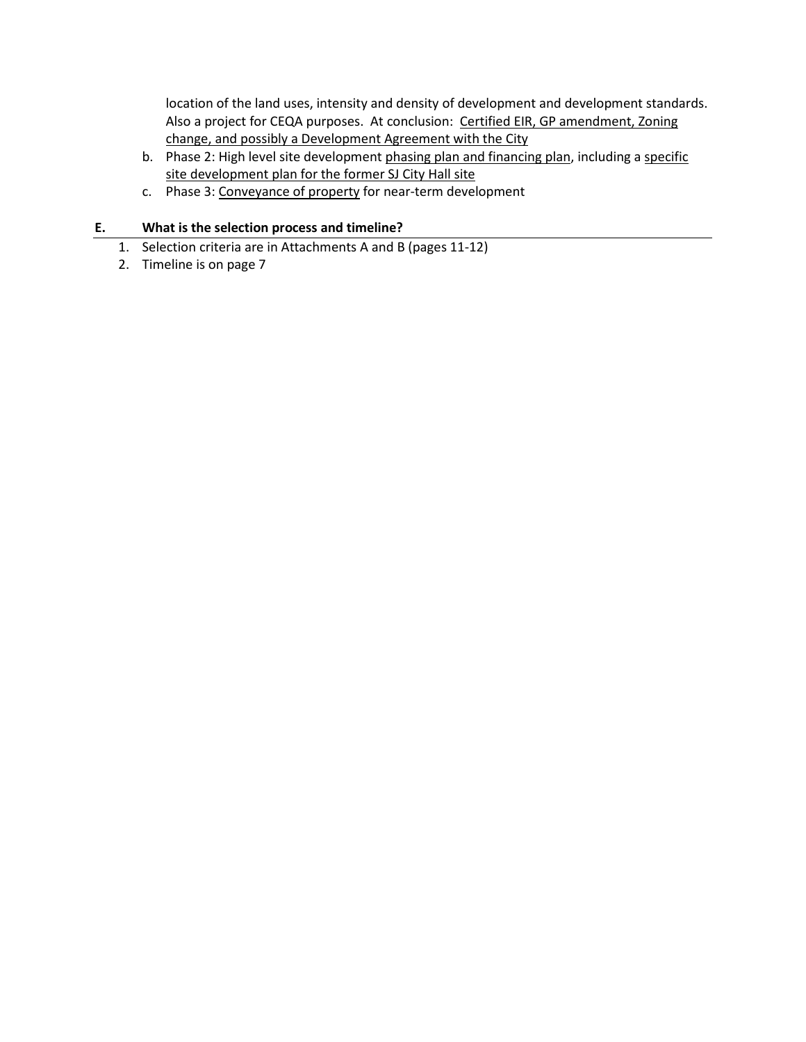location of the land uses, intensity and density of development and development standards. Also a project for CEQA purposes. At conclusion: Certified EIR, GP amendment, Zoning change, and possibly a Development Agreement with the City

b. Phase 2: High level site development phasing plan and financing plan, including a specific site development plan for the former SJ City Hall site

c. Phase 3: Conveyance of property for near-term development

## E. What is the selection process and timeline?

1. Selection criteria are in Attachments A and B (pages 11-12)
2. Timeline is on page 7